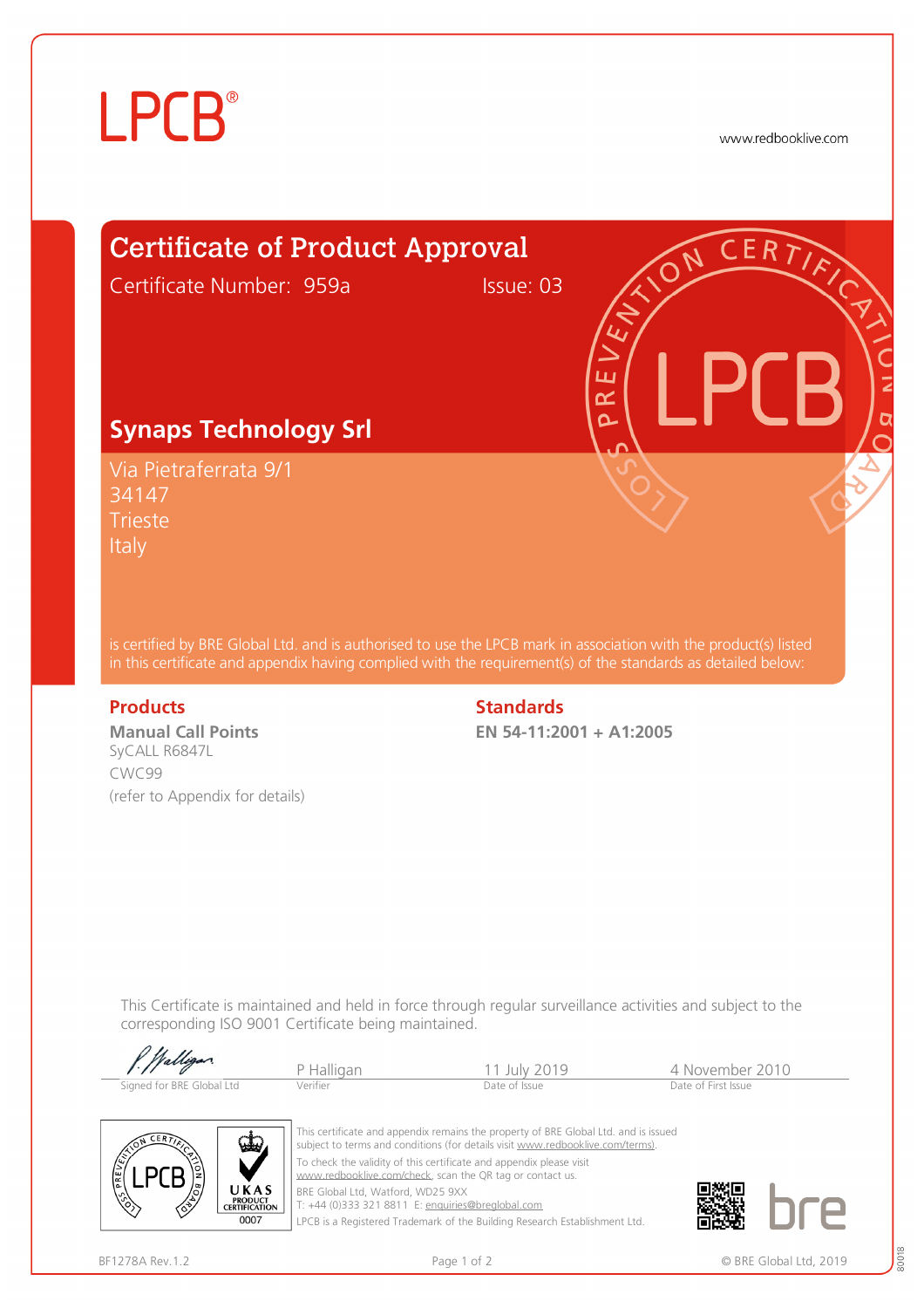LPCB®

www.redbooklive.com

# Certificate of Product Approval

Certificate Number: 959a    Issue: 03

## Synaps Technology Srl

Via Pietraferrata 9/1
34147
Trieste
Italy

is certified by BRE Global Ltd. and is authorised to use the LPCB mark in association with the product(s) listed in this certificate and appendix having complied with the requirement(s) of the standards as detailed below:

### Products

**Manual Call Points**
SyCALL R6847L
CWC99
(refer to Appendix for details)

### Standards

**EN 54-11:2001 + A1:2005**

This Certificate is maintained and held in force through regular surveillance activities and subject to the corresponding ISO 9001 Certificate being maintained.

| Signed for BRE Global Ltd | P Halligan<br>Verifier | 11 July 2019<br>Date of Issue | 4 November 2010<br>Date of First Issue |
|---|---|---|---|

This certificate and appendix remains the property of BRE Global Ltd. and is issued subject to terms and conditions (for details visit www.redbooklive.com/terms).

To check the validity of this certificate and appendix please visit www.redbooklive.com/check, scan the QR tag or contact us.

BRE Global Ltd, Watford, WD25 9XX
T: +44 (0)333 321 8811 E: enquiries@breglobal.com

LPCB is a Registered Trademark of the Building Research Establishment Ltd.

UKAS PRODUCT CERTIFICATION 0007

BF1278A Rev.1.2

© BRE Global Ltd, 2019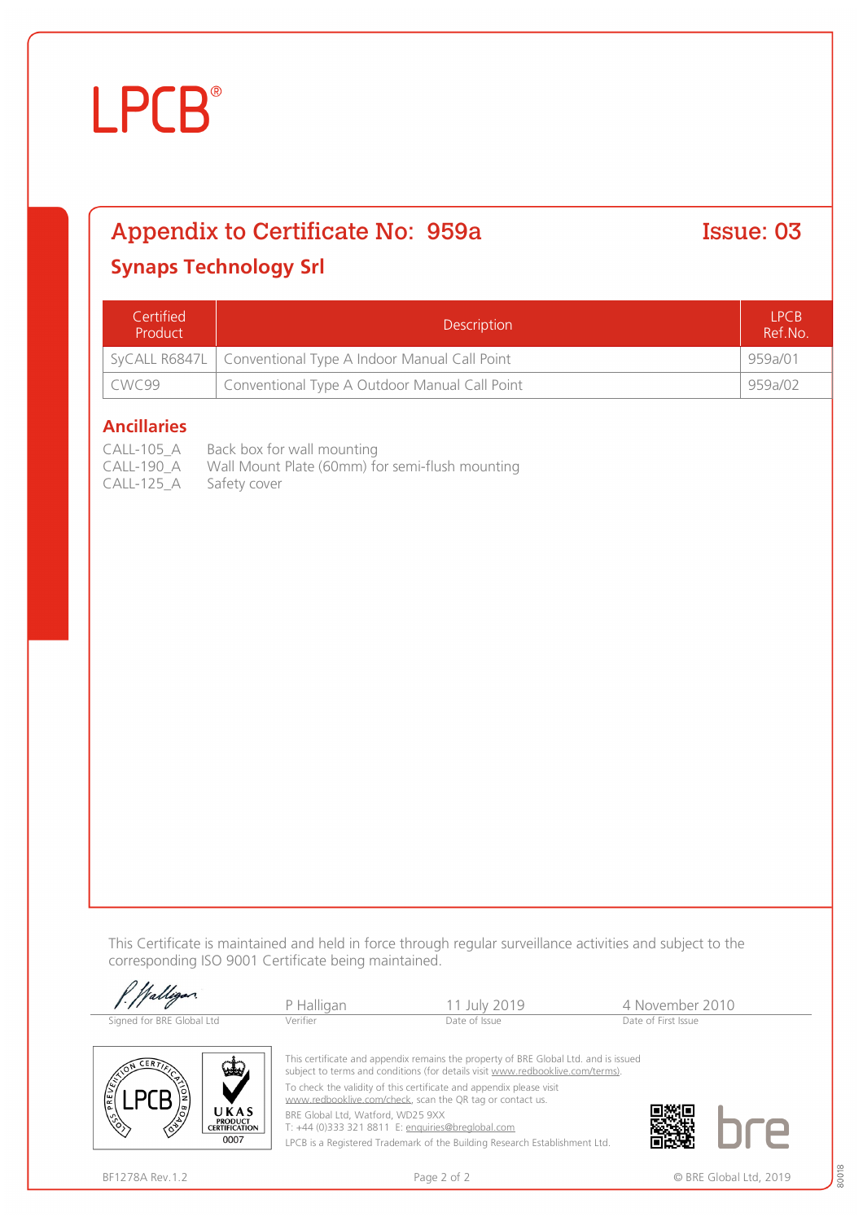# LPCB®

## Appendix to Certificate No: 959a

**Issue: 03**

### Synaps Technology Srl

| Certified Product | Description | LPCB Ref.No. |
|---|---|---|
| SyCALL R6847L | Conventional Type A Indoor Manual Call Point | 959a/01 |
| CWC99 | Conventional Type A Outdoor Manual Call Point | 959a/02 |

### Ancillaries

| | |
|---|---|
| CALL-105_A | Back box for wall mounting |
| CALL-190_A | Wall Mount Plate (60mm) for semi-flush mounting |
| CALL-125_A | Safety cover |

This Certificate is maintained and held in force through regular surveillance activities and subject to the corresponding ISO 9001 Certificate being maintained.

| Signed for BRE Global Ltd | Verifier | Date of Issue | Date of First Issue |
|---|---|---|---|
| | P Halligan | 11 July 2019 | 4 November 2010 |

This certificate and appendix remains the property of BRE Global Ltd. and is issued subject to terms and conditions (for details visit www.redbooklive.com/terms).

To check the validity of this certificate and appendix please visit www.redbooklive.com/check, scan the QR tag or contact us.

BRE Global Ltd, Watford, WD25 9XX
T: +44 (0)333 321 8811 E: enquiries@breglobal.com

LPCB is a Registered Trademark of the Building Research Establishment Ltd.

BF1278A Rev.1.2

© BRE Global Ltd, 2019